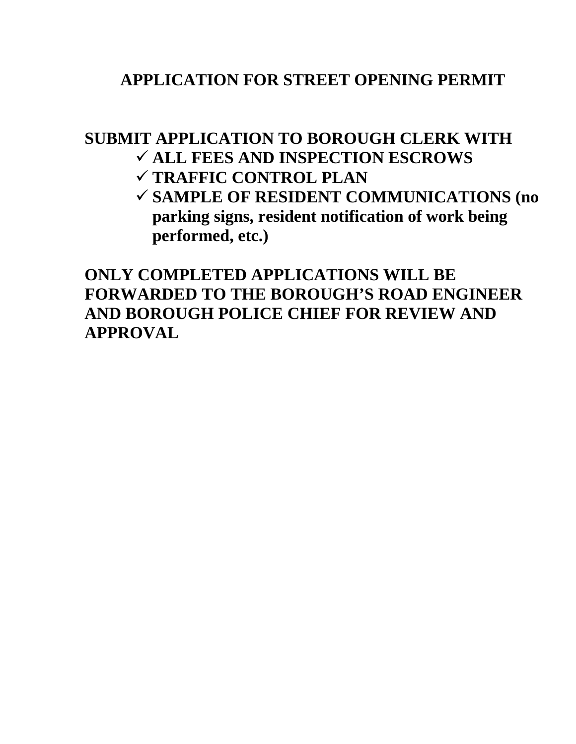# APPLICATION FOR STREET OPENING PERMIT

**SUBMIT APPLICATION TO BOROUGH CLERK WITH**

- ✓ **ALL FEES AND INSPECTION ESCROWS**
- ✓ **TRAFFIC CONTROL PLAN**
- ✓ **SAMPLE OF RESIDENT COMMUNICATIONS (no parking signs, resident notification of work being performed, etc.)**

**ONLY COMPLETED APPLICATIONS WILL BE FORWARDED TO THE BOROUGH'S ROAD ENGINEER AND BOROUGH POLICE CHIEF FOR REVIEW AND APPROVAL**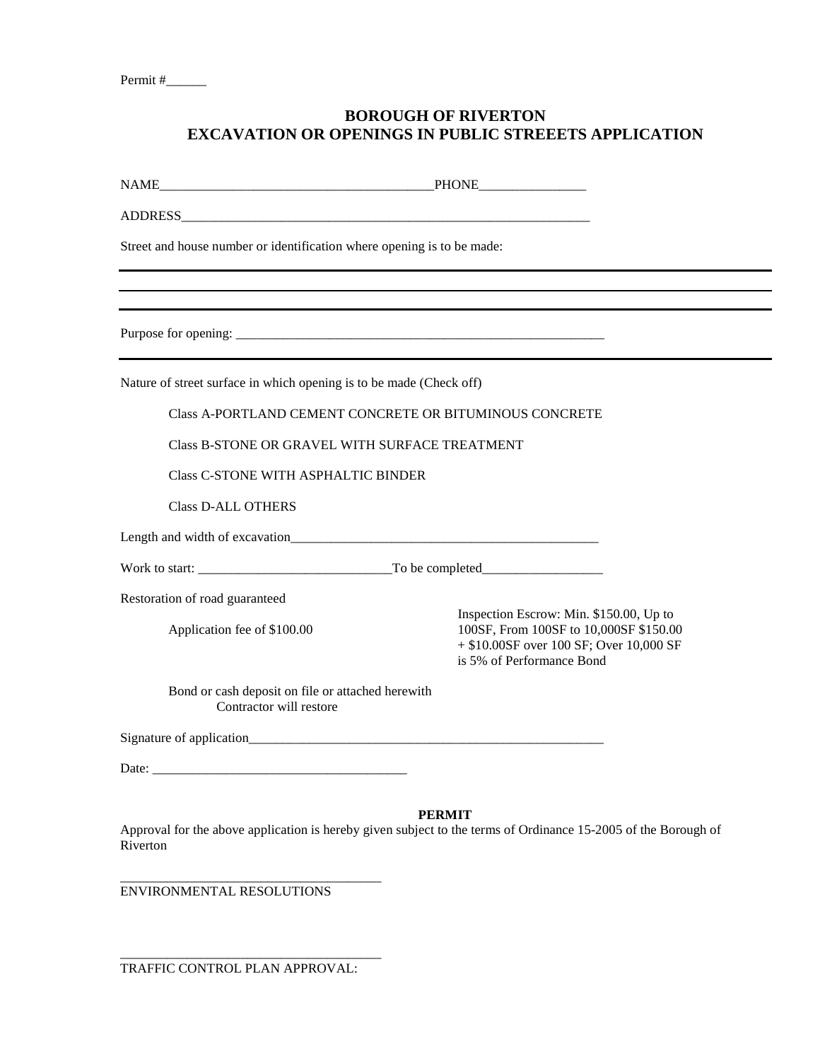Permit #______

## BOROUGH OF RIVERTON
## EXCAVATION OR OPENINGS IN PUBLIC STREEETS APPLICATION

NAME________________________________________PHONE________________

ADDRESS_____________________________________________________________

Street and house number or identification where opening is to be made:

_____________________________________________________________________

_____________________________________________________________________

_____________________________________________________________________

Purpose for opening: ________________________________________________________

_____________________________________________________________________

Nature of street surface in which opening is to be made (Check off)

Class A-PORTLAND CEMENT CONCRETE OR BITUMINOUS CONCRETE

Class B-STONE OR GRAVEL WITH SURFACE TREATMENT

Class C-STONE WITH ASPHALTIC BINDER

Class D-ALL OTHERS

Length and width of excavation_______________________________________________

Work to start: _____________________________To be completed__________________

Restoration of road guaranteed

Application fee of $100.00

Inspection Escrow: Min. $150.00, Up to 100SF, From 100SF to 10,000SF $150.00 + $10.00SF over 100 SF; Over 10,000 SF is 5% of Performance Bond

Bond or cash deposit on file or attached herewith
Contractor will restore

Signature of application_______________________________________________________

Date: _______________________________________

**PERMIT**

Approval for the above application is hereby given subject to the terms of Ordinance 15-2005 of the Borough of Riverton

_____________________________________
ENVIRONMENTAL RESOLUTIONS

_____________________________________
TRAFFIC CONTROL PLAN APPROVAL: